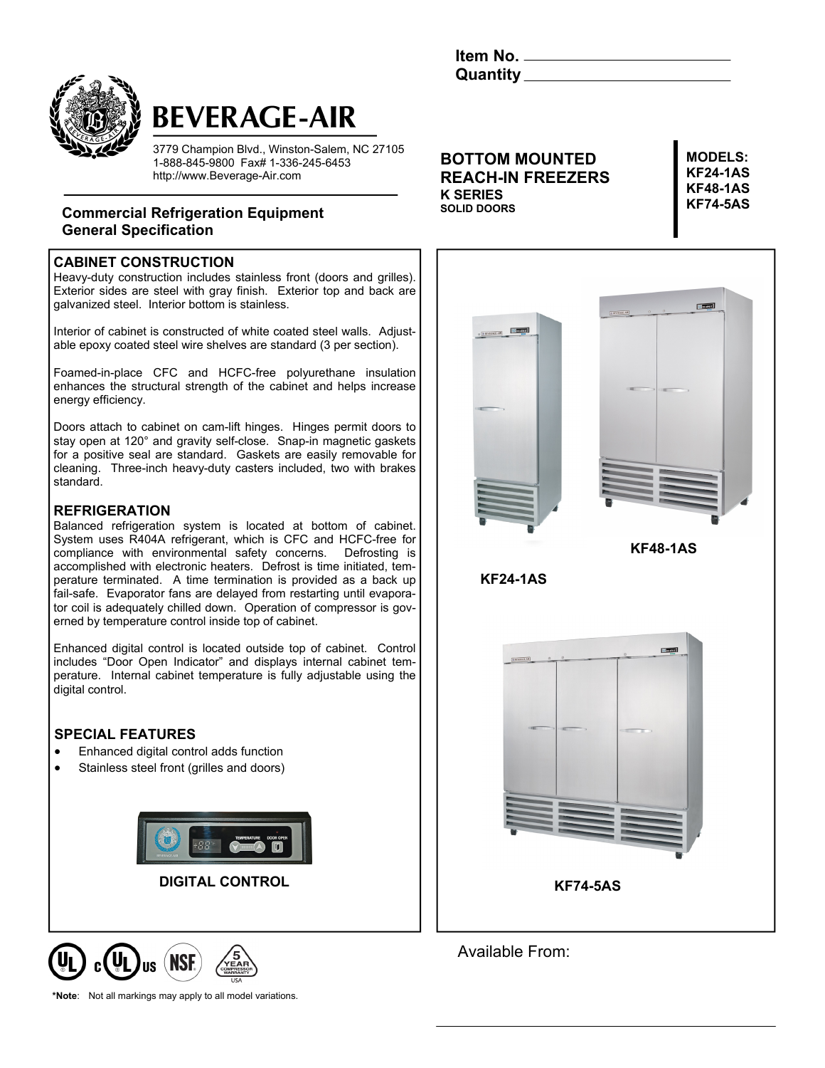Item No. \_\_\_\_\_\_\_\_\_\_\_\_\_\_\_\_\_\_\_\_\_\_\_\_
Quantity \_\_\_\_\_\_\_\_\_\_\_\_\_\_\_\_\_\_\_\_\_\_\_\_

# BEVERAGE-AIR

3779 Champion Blvd., Winston-Salem, NC 27105
1-888-845-9800 Fax# 1-336-245-6453
http://www.Beverage-Air.com

**Commercial Refrigeration Equipment**
**General Specification**

## BOTTOM MOUNTED REACH-IN FREEZERS
**K SERIES**
**SOLID DOORS**

**MODELS:**
**KF24-1AS**
**KF48-1AS**
**KF74-5AS**

### CABINET CONSTRUCTION

Heavy-duty construction includes stainless front (doors and grilles). Exterior sides are steel with gray finish. Exterior top and back are galvanized steel. Interior bottom is stainless.

Interior of cabinet is constructed of white coated steel walls. Adjustable epoxy coated steel wire shelves are standard (3 per section).

Foamed-in-place CFC and HCFC-free polyurethane insulation enhances the structural strength of the cabinet and helps increase energy efficiency.

Doors attach to cabinet on cam-lift hinges. Hinges permit doors to stay open at 120° and gravity self-close. Snap-in magnetic gaskets for a positive seal are standard. Gaskets are easily removable for cleaning. Three-inch heavy-duty casters included, two with brakes standard.

### REFRIGERATION

Balanced refrigeration system is located at bottom of cabinet. System uses R404A refrigerant, which is CFC and HCFC-free for compliance with environmental safety concerns. Defrosting is accomplished with electronic heaters. Defrost is time initiated, temperature terminated. A time termination is provided as a back up fail-safe. Evaporator fans are delayed from restarting until evaporator coil is adequately chilled down. Operation of compressor is governed by temperature control inside top of cabinet.

Enhanced digital control is located outside top of cabinet. Control includes "Door Open Indicator" and displays internal cabinet temperature. Internal cabinet temperature is fully adjustable using the digital control.

### SPECIAL FEATURES

- Enhanced digital control adds function
- Stainless steel front (grilles and doors)

**DIGITAL CONTROL**

KF24-1AS

KF48-1AS

KF74-5AS

Available From:

**\*Note**: Not all markings may apply to all model variations.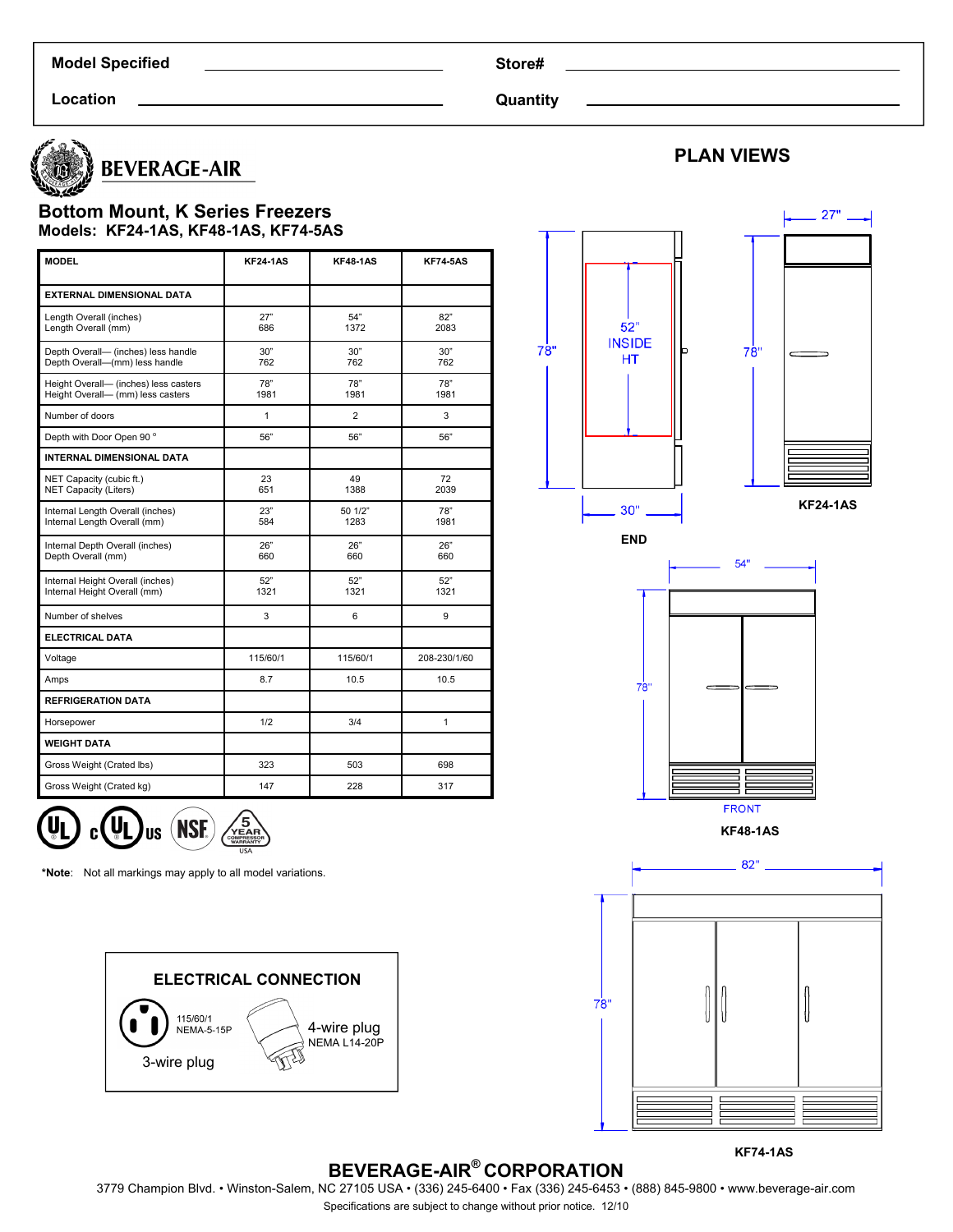| Model Specified | | Store# | |
|---|---|---|---|
| Location | | Quantity | |

BEVERAGE-AIR

## Bottom Mount, K Series Freezers

### Models: KF24-1AS, KF48-1AS, KF74-5AS

| MODEL | KF24-1AS | KF48-1AS | KF74-5AS |
|---|---|---|---|
| **EXTERNAL DIMENSIONAL DATA** | | | |
| Length Overall (inches)<br>Length Overall (mm) | 27"<br>686 | 54"<br>1372 | 82"<br>2083 |
| Depth Overall— (inches) less handle<br>Depth Overall—(mm) less handle | 30"<br>762 | 30"<br>762 | 30"<br>762 |
| Height Overall— (inches) less casters<br>Height Overall— (mm) less casters | 78"<br>1981 | 78"<br>1981 | 78"<br>1981 |
| Number of doors | 1 | 2 | 3 |
| Depth with Door Open 90 ° | 56" | 56" | 56" |
| **INTERNAL DIMENSIONAL DATA** | | | |
| NET Capacity (cubic ft.)<br>NET Capacity (Liters) | 23<br>651 | 49<br>1388 | 72<br>2039 |
| Internal Length Overall (inches)<br>Internal Length Overall (mm) | 23"<br>584 | 50 1/2"<br>1283 | 78"<br>1981 |
| Internal Depth Overall (inches)<br>Depth Overall (mm) | 26"<br>660 | 26"<br>660 | 26"<br>660 |
| Internal Height Overall (inches)<br>Internal Height Overall (mm) | 52"<br>1321 | 52"<br>1321 | 52"<br>1321 |
| Number of shelves | 3 | 6 | 9 |
| **ELECTRICAL DATA** | | | |
| Voltage | 115/60/1 | 115/60/1 | 208-230/1/60 |
| Amps | 8.7 | 10.5 | 10.5 |
| **REFRIGERATION DATA** | | | |
| Horsepower | 1/2 | 3/4 | 1 |
| **WEIGHT DATA** | | | |
| Gross Weight (Crated lbs) | 323 | 503 | 698 |
| Gross Weight (Crated kg) | 147 | 228 | 317 |

UL c UL us NSF 5 YEAR COMPRESSOR WARRANTY USA

***Note**: Not all markings may apply to all model variations.

### ELECTRICAL CONNECTION

115/60/1
NEMA-5-15P
3-wire plug

4-wire plug
NEMA L14-20P

## PLAN VIEWS

78"
52" INSIDE HT
30"
END

27"
78"
KF24-1AS

54"
78"
FRONT
KF48-1AS

82"
78"
KF74-1AS

## BEVERAGE-AIR® CORPORATION

3779 Champion Blvd. • Winston-Salem, NC 27105 USA • (336) 245-6400 • Fax (336) 245-6453 • (888) 845-9800 • www.beverage-air.com

Specifications are subject to change without prior notice. 12/10